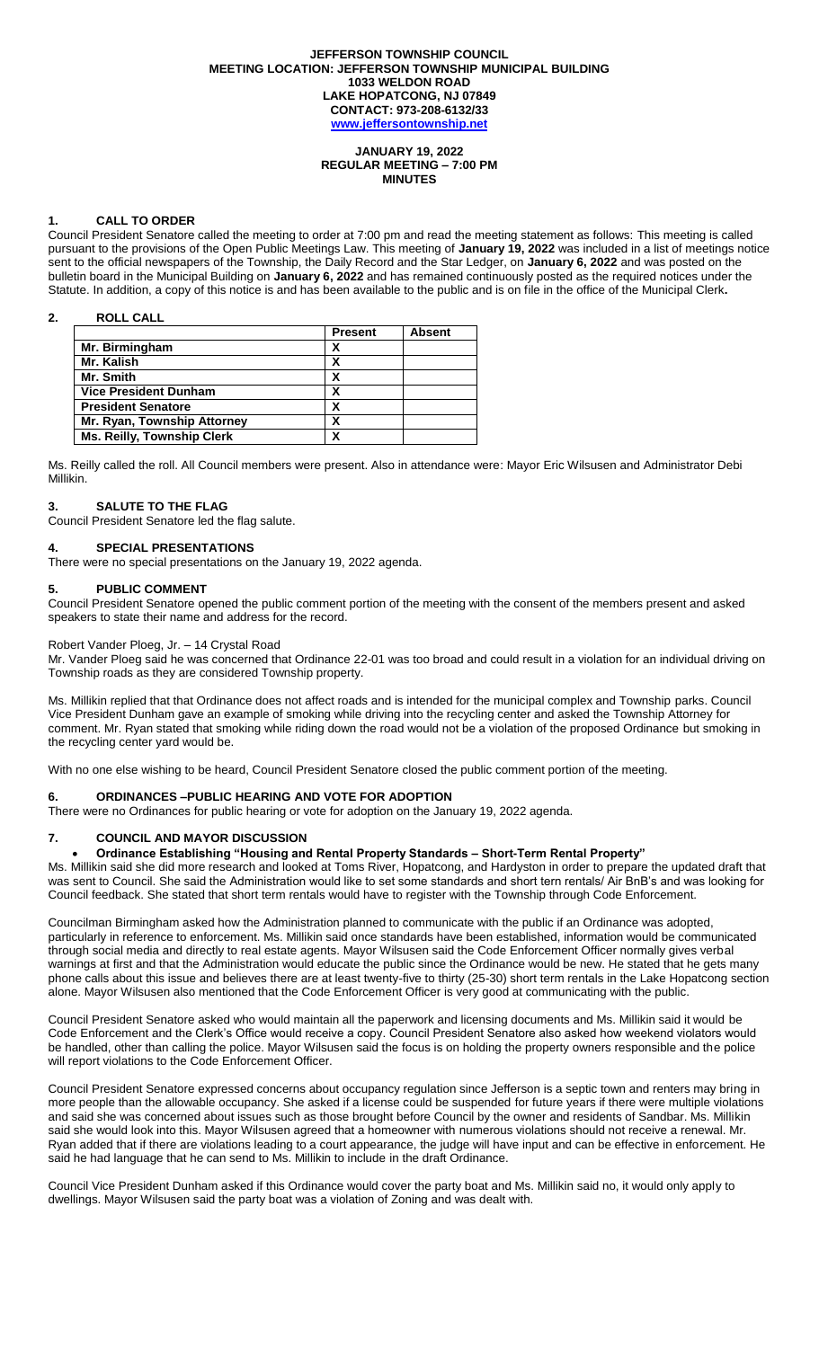**JEFFERSON TOWNSHIP COUNCIL**
**MEETING LOCATION: JEFFERSON TOWNSHIP MUNICIPAL BUILDING**
**1033 WELDON ROAD**
**LAKE HOPATCONG, NJ 07849**
**CONTACT: 973-208-6132/33**
**www.jeffersontownship.net**

**JANUARY 19, 2022**
**REGULAR MEETING – 7:00 PM**
**MINUTES**

## 1. CALL TO ORDER

Council President Senatore called the meeting to order at 7:00 pm and read the meeting statement as follows: This meeting is called pursuant to the provisions of the Open Public Meetings Law. This meeting of **January 19, 2022** was included in a list of meetings notice sent to the official newspapers of the Township, the Daily Record and the Star Ledger, on **January 6, 2022** and was posted on the bulletin board in the Municipal Building on **January 6, 2022** and has remained continuously posted as the required notices under the Statute. In addition, a copy of this notice is and has been available to the public and is on file in the office of the Municipal Clerk**.**

## 2. ROLL CALL

| | Present | Absent |
|---|---|---|
| Mr. Birmingham | X | |
| Mr. Kalish | X | |
| Mr. Smith | X | |
| Vice President Dunham | X | |
| President Senatore | X | |
| Mr. Ryan, Township Attorney | X | |
| Ms. Reilly, Township Clerk | X | |

Ms. Reilly called the roll. All Council members were present. Also in attendance were: Mayor Eric Wilsusen and Administrator Debi Millikin.

## 3. SALUTE TO THE FLAG

Council President Senatore led the flag salute.

## 4. SPECIAL PRESENTATIONS

There were no special presentations on the January 19, 2022 agenda.

## 5. PUBLIC COMMENT

Council President Senatore opened the public comment portion of the meeting with the consent of the members present and asked speakers to state their name and address for the record.

Robert Vander Ploeg, Jr. – 14 Crystal Road

Mr. Vander Ploeg said he was concerned that Ordinance 22-01 was too broad and could result in a violation for an individual driving on Township roads as they are considered Township property.

Ms. Millikin replied that that Ordinance does not affect roads and is intended for the municipal complex and Township parks. Council Vice President Dunham gave an example of smoking while driving into the recycling center and asked the Township Attorney for comment. Mr. Ryan stated that smoking while riding down the road would not be a violation of the proposed Ordinance but smoking in the recycling center yard would be.

With no one else wishing to be heard, Council President Senatore closed the public comment portion of the meeting.

## 6. ORDINANCES –PUBLIC HEARING AND VOTE FOR ADOPTION

There were no Ordinances for public hearing or vote for adoption on the January 19, 2022 agenda.

## 7. COUNCIL AND MAYOR DISCUSSION

- **Ordinance Establishing "Housing and Rental Property Standards – Short-Term Rental Property"**

Ms. Millikin said she did more research and looked at Toms River, Hopatcong, and Hardyston in order to prepare the updated draft that was sent to Council. She said the Administration would like to set some standards and short term rentals/ Air BnB's and was looking for Council feedback. She stated that short term rentals would have to register with the Township through Code Enforcement.

Councilman Birmingham asked how the Administration planned to communicate with the public if an Ordinance was adopted, particularly in reference to enforcement. Ms. Millikin said once standards have been established, information would be communicated through social media and directly to real estate agents. Mayor Wilsusen said the Code Enforcement Officer normally gives verbal warnings at first and that the Administration would educate the public since the Ordinance would be new. He stated that he gets many phone calls about this issue and believes there are at least twenty-five to thirty (25-30) short term rentals in the Lake Hopatcong section alone. Mayor Wilsusen also mentioned that the Code Enforcement Officer is very good at communicating with the public.

Council President Senatore asked who would maintain all the paperwork and licensing documents and Ms. Millikin said it would be Code Enforcement and the Clerk's Office would receive a copy. Council President Senatore also asked how weekend violators would be handled, other than calling the police. Mayor Wilsusen said the focus is on holding the property owners responsible and the police will report violations to the Code Enforcement Officer.

Council President Senatore expressed concerns about occupancy regulation since Jefferson is a septic town and renters may bring in more people than the allowable occupancy. She asked if a license could be suspended for future years if there were multiple violations and said she was concerned about issues such as those brought before Council by the owner and residents of Sandbar. Ms. Millikin said she would look into this. Mayor Wilsusen agreed that a homeowner with numerous violations should not receive a renewal. Mr. Ryan added that if there are violations leading to a court appearance, the judge will have input and can be effective in enforcement. He said he had language that he can send to Ms. Millikin to include in the draft Ordinance.

Council Vice President Dunham asked if this Ordinance would cover the party boat and Ms. Millikin said no, it would only apply to dwellings. Mayor Wilsusen said the party boat was a violation of Zoning and was dealt with.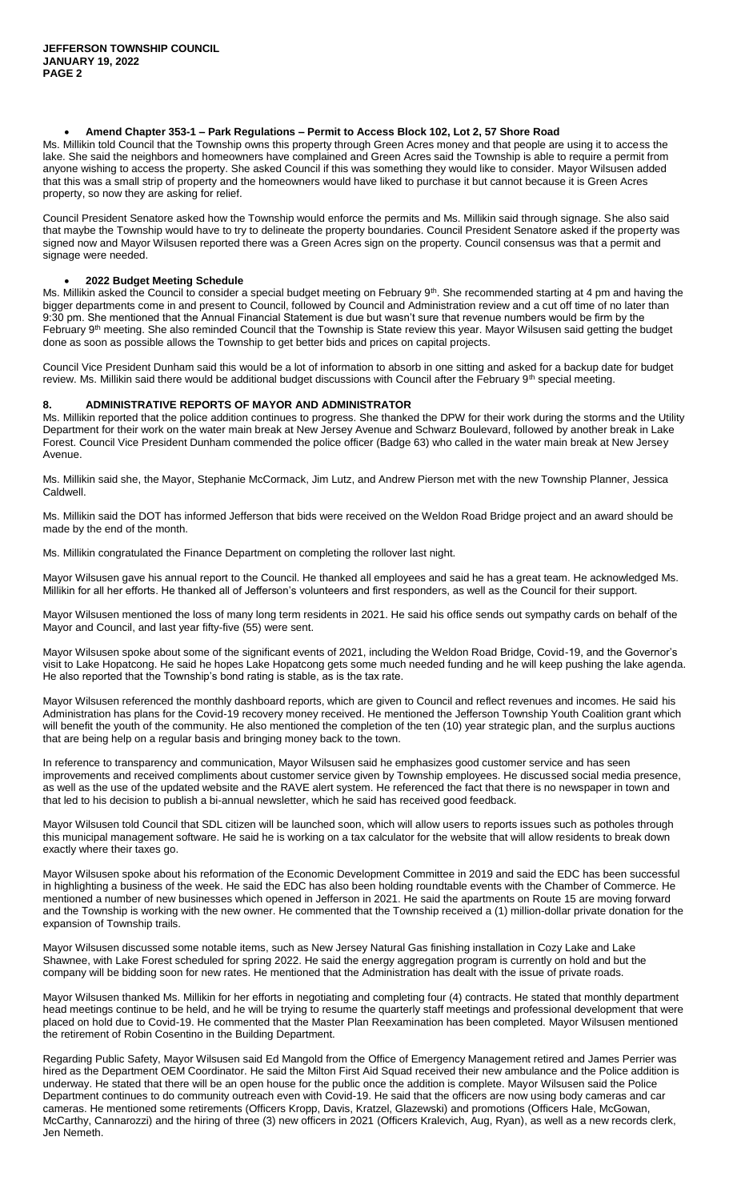- **Amend Chapter 353-1 – Park Regulations – Permit to Access Block 102, Lot 2, 57 Shore Road**

Ms. Millikin told Council that the Township owns this property through Green Acres money and that people are using it to access the lake. She said the neighbors and homeowners have complained and Green Acres said the Township is able to require a permit from anyone wishing to access the property. She asked Council if this was something they would like to consider. Mayor Wilsusen added that this was a small strip of property and the homeowners would have liked to purchase it but cannot because it is Green Acres property, so now they are asking for relief.

Council President Senatore asked how the Township would enforce the permits and Ms. Millikin said through signage. She also said that maybe the Township would have to try to delineate the property boundaries. Council President Senatore asked if the property was signed now and Mayor Wilsusen reported there was a Green Acres sign on the property. Council consensus was that a permit and signage were needed.

- **2022 Budget Meeting Schedule**

Ms. Millikin asked the Council to consider a special budget meeting on February 9th. She recommended starting at 4 pm and having the bigger departments come in and present to Council, followed by Council and Administration review and a cut off time of no later than 9:30 pm. She mentioned that the Annual Financial Statement is due but wasn't sure that revenue numbers would be firm by the February 9th meeting. She also reminded Council that the Township is State review this year. Mayor Wilsusen said getting the budget done as soon as possible allows the Township to get better bids and prices on capital projects.

Council Vice President Dunham said this would be a lot of information to absorb in one sitting and asked for a backup date for budget review. Ms. Millikin said there would be additional budget discussions with Council after the February 9th special meeting.

## 8. ADMINISTRATIVE REPORTS OF MAYOR AND ADMINISTRATOR

Ms. Millikin reported that the police addition continues to progress. She thanked the DPW for their work during the storms and the Utility Department for their work on the water main break at New Jersey Avenue and Schwarz Boulevard, followed by another break in Lake Forest. Council Vice President Dunham commended the police officer (Badge 63) who called in the water main break at New Jersey Avenue.

Ms. Millikin said she, the Mayor, Stephanie McCormack, Jim Lutz, and Andrew Pierson met with the new Township Planner, Jessica Caldwell.

Ms. Millikin said the DOT has informed Jefferson that bids were received on the Weldon Road Bridge project and an award should be made by the end of the month.

Ms. Millikin congratulated the Finance Department on completing the rollover last night.

Mayor Wilsusen gave his annual report to the Council. He thanked all employees and said he has a great team. He acknowledged Ms. Millikin for all her efforts. He thanked all of Jefferson's volunteers and first responders, as well as the Council for their support.

Mayor Wilsusen mentioned the loss of many long term residents in 2021. He said his office sends out sympathy cards on behalf of the Mayor and Council, and last year fifty-five (55) were sent.

Mayor Wilsusen spoke about some of the significant events of 2021, including the Weldon Road Bridge, Covid-19, and the Governor's visit to Lake Hopatcong. He said he hopes Lake Hopatcong gets some much needed funding and he will keep pushing the lake agenda. He also reported that the Township's bond rating is stable, as is the tax rate.

Mayor Wilsusen referenced the monthly dashboard reports, which are given to Council and reflect revenues and incomes. He said his Administration has plans for the Covid-19 recovery money received. He mentioned the Jefferson Township Youth Coalition grant which will benefit the youth of the community. He also mentioned the completion of the ten (10) year strategic plan, and the surplus auctions that are being help on a regular basis and bringing money back to the town.

In reference to transparency and communication, Mayor Wilsusen said he emphasizes good customer service and has seen improvements and received compliments about customer service given by Township employees. He discussed social media presence, as well as the use of the updated website and the RAVE alert system. He referenced the fact that there is no newspaper in town and that led to his decision to publish a bi-annual newsletter, which he said has received good feedback.

Mayor Wilsusen told Council that SDL citizen will be launched soon, which will allow users to reports issues such as potholes through this municipal management software. He said he is working on a tax calculator for the website that will allow residents to break down exactly where their taxes go.

Mayor Wilsusen spoke about his reformation of the Economic Development Committee in 2019 and said the EDC has been successful in highlighting a business of the week. He said the EDC has also been holding roundtable events with the Chamber of Commerce. He mentioned a number of new businesses which opened in Jefferson in 2021. He said the apartments on Route 15 are moving forward and the Township is working with the new owner. He commented that the Township received a (1) million-dollar private donation for the expansion of Township trails.

Mayor Wilsusen discussed some notable items, such as New Jersey Natural Gas finishing installation in Cozy Lake and Lake Shawnee, with Lake Forest scheduled for spring 2022. He said the energy aggregation program is currently on hold and but the company will be bidding soon for new rates. He mentioned that the Administration has dealt with the issue of private roads.

Mayor Wilsusen thanked Ms. Millikin for her efforts in negotiating and completing four (4) contracts. He stated that monthly department head meetings continue to be held, and he will be trying to resume the quarterly staff meetings and professional development that were placed on hold due to Covid-19. He commented that the Master Plan Reexamination has been completed. Mayor Wilsusen mentioned the retirement of Robin Cosentino in the Building Department.

Regarding Public Safety, Mayor Wilsusen said Ed Mangold from the Office of Emergency Management retired and James Perrier was hired as the Department OEM Coordinator. He said the Milton First Aid Squad received their new ambulance and the Police addition is underway. He stated that there will be an open house for the public once the addition is complete. Mayor Wilsusen said the Police Department continues to do community outreach even with Covid-19. He said that the officers are now using body cameras and car cameras. He mentioned some retirements (Officers Kropp, Davis, Kratzel, Glazewski) and promotions (Officers Hale, McGowan, McCarthy, Cannarozzi) and the hiring of three (3) new officers in 2021 (Officers Kralevich, Aug, Ryan), as well as a new records clerk, Jen Nemeth.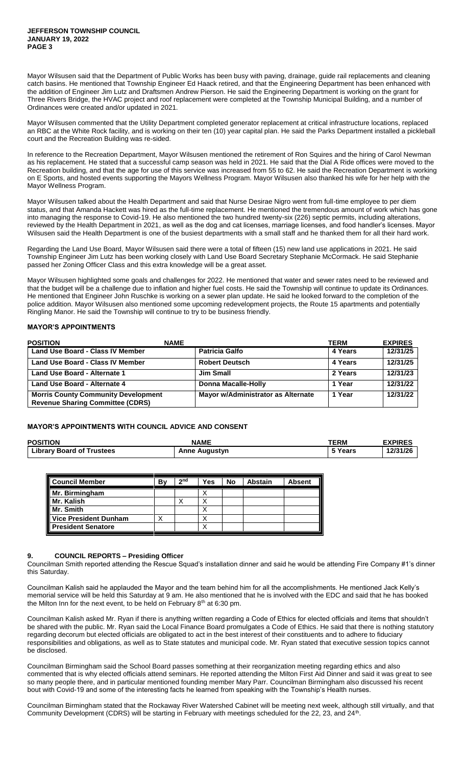Mayor Wilsusen said that the Department of Public Works has been busy with paving, drainage, guide rail replacements and cleaning catch basins. He mentioned that Township Engineer Ed Haack retired, and that the Engineering Department has been enhanced with the addition of Engineer Jim Lutz and Draftsmen Andrew Pierson. He said the Engineering Department is working on the grant for Three Rivers Bridge, the HVAC project and roof replacement were completed at the Township Municipal Building, and a number of Ordinances were created and/or updated in 2021.

Mayor Wilsusen commented that the Utility Department completed generator replacement at critical infrastructure locations, replaced an RBC at the White Rock facility, and is working on their ten (10) year capital plan. He said the Parks Department installed a pickleball court and the Recreation Building was re-sided.

In reference to the Recreation Department, Mayor Wilsusen mentioned the retirement of Ron Squires and the hiring of Carol Newman as his replacement. He stated that a successful camp season was held in 2021. He said that the Dial A Ride offices were moved to the Recreation building, and that the age for use of this service was increased from 55 to 62. He said the Recreation Department is working on E Sports, and hosted events supporting the Mayors Wellness Program. Mayor Wilsusen also thanked his wife for her help with the Mayor Wellness Program.

Mayor Wilsusen talked about the Health Department and said that Nurse Desirae Nigro went from full-time employee to per diem status, and that Amanda Hackett was hired as the full-time replacement. He mentioned the tremendous amount of work which has gone into managing the response to Covid-19. He also mentioned the two hundred twenty-six (226) septic permits, including alterations, reviewed by the Health Department in 2021, as well as the dog and cat licenses, marriage licenses, and food handler's licenses. Mayor Wilsusen said the Health Department is one of the busiest departments with a small staff and he thanked them for all their hard work.

Regarding the Land Use Board, Mayor Wilsusen said there were a total of fifteen (15) new land use applications in 2021. He said Township Engineer Jim Lutz has been working closely with Land Use Board Secretary Stephanie McCormack. He said Stephanie passed her Zoning Officer Class and this extra knowledge will be a great asset.

Mayor Wilsusen highlighted some goals and challenges for 2022. He mentioned that water and sewer rates need to be reviewed and that the budget will be a challenge due to inflation and higher fuel costs. He said the Township will continue to update its Ordinances. He mentioned that Engineer John Ruschke is working on a sewer plan update. He said he looked forward to the completion of the police addition. Mayor Wilsusen also mentioned some upcoming redevelopment projects, the Route 15 apartments and potentially Ringling Manor. He said the Township will continue to try to be business friendly.

#### MAYOR'S APPOINTMENTS

| POSITION | NAME | TERM | EXPIRES |
|---|---|---|---|
| Land Use Board - Class IV Member | Patricia Galfo | 4 Years | 12/31/25 |
| Land Use Board - Class IV Member | Robert Deutsch | 4 Years | 12/31/25 |
| Land Use Board - Alternate 1 | Jim Small | 2 Years | 12/31/23 |
| Land Use Board - Alternate 4 | Donna Macalle-Holly | 1 Year | 12/31/22 |
| Morris County Community Development Revenue Sharing Committee (CDRS) | Mayor w/Administrator as Alternate | 1 Year | 12/31/22 |

#### MAYOR'S APPOINTMENTS WITH COUNCIL ADVICE AND CONSENT

| POSITION | NAME | TERM | EXPIRES |
|---|---|---|---|
| Library Board of Trustees | Anne Augustyn | 5 Years | 12/31/26 |

| Council Member | By | 2nd | Yes | No | Abstain | Absent |
|---|---|---|---|---|---|---|
| Mr. Birmingham | | | X | | | |
| Mr. Kalish | | X | X | | | |
| Mr. Smith | | | X | | | |
| Vice President Dunham | X | | X | | | |
| President Senatore | | | X | | | |

#### 9. COUNCIL REPORTS – Presiding Officer

Councilman Smith reported attending the Rescue Squad's installation dinner and said he would be attending Fire Company #1's dinner this Saturday.

Councilman Kalish said he applauded the Mayor and the team behind him for all the accomplishments. He mentioned Jack Kelly's memorial service will be held this Saturday at 9 am. He also mentioned that he is involved with the EDC and said that he has booked the Milton Inn for the next event, to be held on February 8th at 6:30 pm.

Councilman Kalish asked Mr. Ryan if there is anything written regarding a Code of Ethics for elected officials and items that shouldn't be shared with the public. Mr. Ryan said the Local Finance Board promulgates a Code of Ethics. He said that there is nothing statutory regarding decorum but elected officials are obligated to act in the best interest of their constituents and to adhere to fiduciary responsibilities and obligations, as well as to State statutes and municipal code. Mr. Ryan stated that executive session topics cannot be disclosed.

Councilman Birmingham said the School Board passes something at their reorganization meeting regarding ethics and also commented that is why elected officials attend seminars. He reported attending the Milton First Aid Dinner and said it was great to see so many people there, and in particular mentioned founding member Mary Parr. Councilman Birmingham also discussed his recent bout with Covid-19 and some of the interesting facts he learned from speaking with the Township's Health nurses.

Councilman Birmingham stated that the Rockaway River Watershed Cabinet will be meeting next week, although still virtually, and that Community Development (CDRS) will be starting in February with meetings scheduled for the 22, 23, and 24th.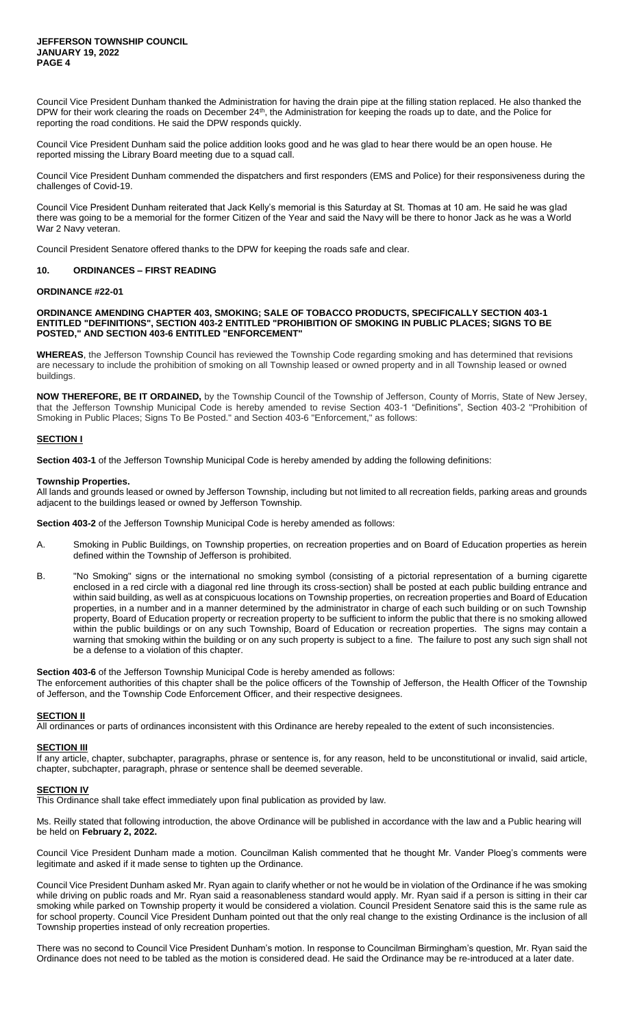Council Vice President Dunham thanked the Administration for having the drain pipe at the filling station replaced. He also thanked the DPW for their work clearing the roads on December 24th, the Administration for keeping the roads up to date, and the Police for reporting the road conditions. He said the DPW responds quickly.

Council Vice President Dunham said the police addition looks good and he was glad to hear there would be an open house. He reported missing the Library Board meeting due to a squad call.

Council Vice President Dunham commended the dispatchers and first responders (EMS and Police) for their responsiveness during the challenges of Covid-19.

Council Vice President Dunham reiterated that Jack Kelly's memorial is this Saturday at St. Thomas at 10 am. He said he was glad there was going to be a memorial for the former Citizen of the Year and said the Navy will be there to honor Jack as he was a World War 2 Navy veteran.

Council President Senatore offered thanks to the DPW for keeping the roads safe and clear.

## 10. ORDINANCES – FIRST READING

**ORDINANCE #22-01**

**ORDINANCE AMENDING CHAPTER 403, SMOKING; SALE OF TOBACCO PRODUCTS, SPECIFICALLY SECTION 403-1 ENTITLED "DEFINITIONS", SECTION 403-2 ENTITLED "PROHIBITION OF SMOKING IN PUBLIC PLACES; SIGNS TO BE POSTED," AND SECTION 403-6 ENTITLED "ENFORCEMENT"**

**WHEREAS**, the Jefferson Township Council has reviewed the Township Code regarding smoking and has determined that revisions are necessary to include the prohibition of smoking on all Township leased or owned property and in all Township leased or owned buildings.

**NOW THEREFORE, BE IT ORDAINED,** by the Township Council of the Township of Jefferson, County of Morris, State of New Jersey, that the Jefferson Township Municipal Code is hereby amended to revise Section 403-1 "Definitions", Section 403-2 "Prohibition of Smoking in Public Places; Signs To Be Posted." and Section 403-6 "Enforcement," as follows:

**SECTION I**

**Section 403-1** of the Jefferson Township Municipal Code is hereby amended by adding the following definitions:

**Township Properties.**
All lands and grounds leased or owned by Jefferson Township, including but not limited to all recreation fields, parking areas and grounds adjacent to the buildings leased or owned by Jefferson Township.

**Section 403-2** of the Jefferson Township Municipal Code is hereby amended as follows:

A. Smoking in Public Buildings, on Township properties, on recreation properties and on Board of Education properties as herein defined within the Township of Jefferson is prohibited.

B. "No Smoking" signs or the international no smoking symbol (consisting of a pictorial representation of a burning cigarette enclosed in a red circle with a diagonal red line through its cross-section) shall be posted at each public building entrance and within said building, as well as at conspicuous locations on Township properties, on recreation properties and Board of Education properties, in a number and in a manner determined by the administrator in charge of each such building or on such Township property, Board of Education property or recreation property to be sufficient to inform the public that there is no smoking allowed within the public buildings or on any such Township, Board of Education or recreation properties. The signs may contain a warning that smoking within the building or on any such property is subject to a fine. The failure to post any such sign shall not be a defense to a violation of this chapter.

**Section 403-6** of the Jefferson Township Municipal Code is hereby amended as follows:
The enforcement authorities of this chapter shall be the police officers of the Township of Jefferson, the Health Officer of the Township of Jefferson, and the Township Code Enforcement Officer, and their respective designees.

**SECTION II**
All ordinances or parts of ordinances inconsistent with this Ordinance are hereby repealed to the extent of such inconsistencies.

**SECTION III**
If any article, chapter, subchapter, paragraphs, phrase or sentence is, for any reason, held to be unconstitutional or invalid, said article, chapter, subchapter, paragraph, phrase or sentence shall be deemed severable.

**SECTION IV**
This Ordinance shall take effect immediately upon final publication as provided by law.

Ms. Reilly stated that following introduction, the above Ordinance will be published in accordance with the law and a Public hearing will be held on **February 2, 2022.**

Council Vice President Dunham made a motion. Councilman Kalish commented that he thought Mr. Vander Ploeg's comments were legitimate and asked if it made sense to tighten up the Ordinance.

Council Vice President Dunham asked Mr. Ryan again to clarify whether or not he would be in violation of the Ordinance if he was smoking while driving on public roads and Mr. Ryan said a reasonableness standard would apply. Mr. Ryan said if a person is sitting in their car smoking while parked on Township property it would be considered a violation. Council President Senatore said this is the same rule as for school property. Council Vice President Dunham pointed out that the only real change to the existing Ordinance is the inclusion of all Township properties instead of only recreation properties.

There was no second to Council Vice President Dunham's motion. In response to Councilman Birmingham's question, Mr. Ryan said the Ordinance does not need to be tabled as the motion is considered dead. He said the Ordinance may be re-introduced at a later date.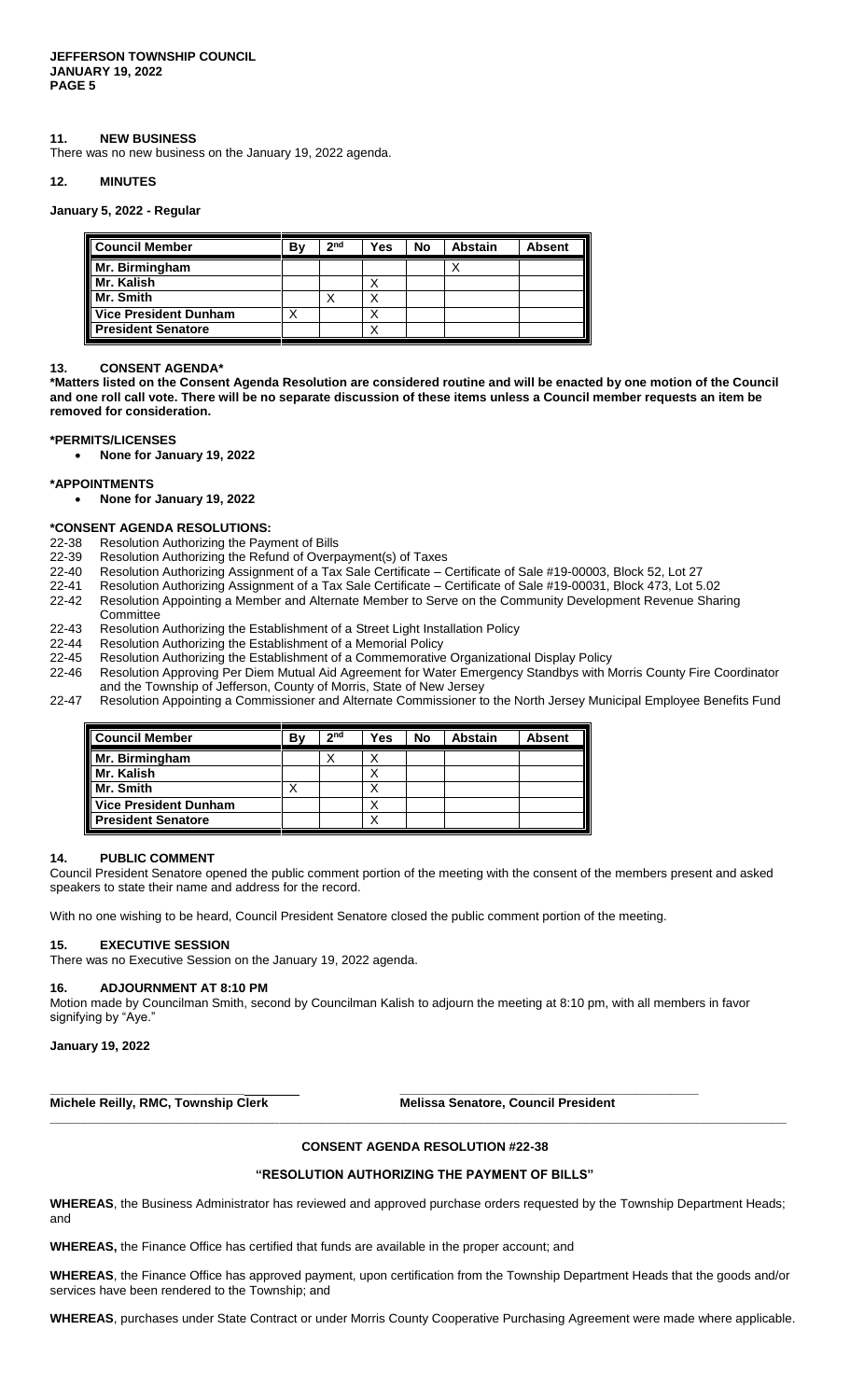## 11. NEW BUSINESS

There was no new business on the January 19, 2022 agenda.

## 12. MINUTES

**January 5, 2022 - Regular**

| Council Member | By | 2nd | Yes | No | Abstain | Absent |
|---|---|---|---|---|---|---|
| Mr. Birmingham | | | | | X | |
| Mr. Kalish | | | X | | | |
| Mr. Smith | | X | X | | | |
| Vice President Dunham | X | | X | | | |
| President Senatore | | | X | | | |

## 13. CONSENT AGENDA*

**\*Matters listed on the Consent Agenda Resolution are considered routine and will be enacted by one motion of the Council and one roll call vote. There will be no separate discussion of these items unless a Council member requests an item be removed for consideration.**

**\*PERMITS/LICENSES**

- **None for January 19, 2022**

**\*APPOINTMENTS**

- **None for January 19, 2022**

**\*CONSENT AGENDA RESOLUTIONS:**

22-38 Resolution Authorizing the Payment of Bills
22-39 Resolution Authorizing the Refund of Overpayment(s) of Taxes
22-40 Resolution Authorizing Assignment of a Tax Sale Certificate – Certificate of Sale #19-00003, Block 52, Lot 27
22-41 Resolution Authorizing Assignment of a Tax Sale Certificate – Certificate of Sale #19-00031, Block 473, Lot 5.02
22-42 Resolution Appointing a Member and Alternate Member to Serve on the Community Development Revenue Sharing Committee
22-43 Resolution Authorizing the Establishment of a Street Light Installation Policy
22-44 Resolution Authorizing the Establishment of a Memorial Policy
22-45 Resolution Authorizing the Establishment of a Commemorative Organizational Display Policy
22-46 Resolution Approving Per Diem Mutual Aid Agreement for Water Emergency Standbys with Morris County Fire Coordinator and the Township of Jefferson, County of Morris, State of New Jersey
22-47 Resolution Appointing a Commissioner and Alternate Commissioner to the North Jersey Municipal Employee Benefits Fund

| Council Member | By | 2nd | Yes | No | Abstain | Absent |
|---|---|---|---|---|---|---|
| Mr. Birmingham | | X | X | | | |
| Mr. Kalish | | | X | | | |
| Mr. Smith | X | | X | | | |
| Vice President Dunham | | | X | | | |
| President Senatore | | | X | | | |

## 14. PUBLIC COMMENT

Council President Senatore opened the public comment portion of the meeting with the consent of the members present and asked speakers to state their name and address for the record.

With no one wishing to be heard, Council President Senatore closed the public comment portion of the meeting.

## 15. EXECUTIVE SESSION

There was no Executive Session on the January 19, 2022 agenda.

## 16. ADJOURNMENT AT 8:10 PM

Motion made by Councilman Smith, second by Councilman Kalish to adjourn the meeting at 8:10 pm, with all members in favor signifying by "Aye."

**January 19, 2022**

**Michele Reilly, RMC, Township Clerk** **Melissa Senatore, Council President**

---

### CONSENT AGENDA RESOLUTION #22-38

### "RESOLUTION AUTHORIZING THE PAYMENT OF BILLS"

**WHEREAS**, the Business Administrator has reviewed and approved purchase orders requested by the Township Department Heads; and

**WHEREAS,** the Finance Office has certified that funds are available in the proper account; and

**WHEREAS**, the Finance Office has approved payment, upon certification from the Township Department Heads that the goods and/or services have been rendered to the Township; and

**WHEREAS**, purchases under State Contract or under Morris County Cooperative Purchasing Agreement were made where applicable.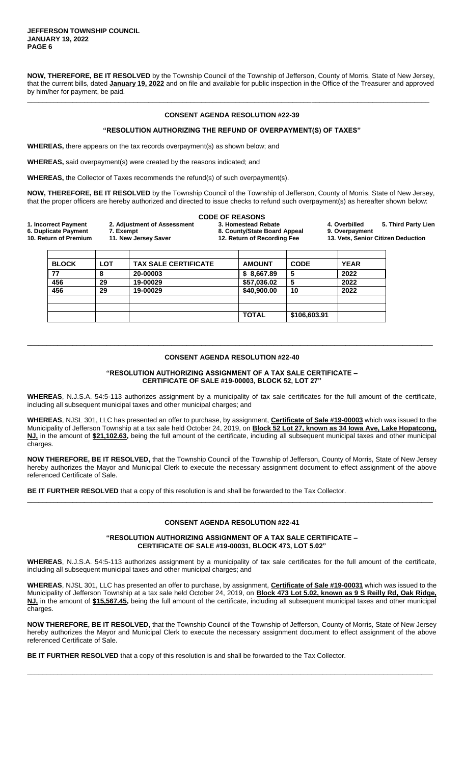**NOW, THEREFORE, BE IT RESOLVED** by the Township Council of the Township of Jefferson, County of Morris, State of New Jersey, that the current bills, dated **January 19, 2022** and on file and available for public inspection in the Office of the Treasurer and approved by him/her for payment, be paid.

---

## CONSENT AGENDA RESOLUTION #22-39

### "RESOLUTION AUTHORIZING THE REFUND OF OVERPAYMENT(S) OF TAXES"

**WHEREAS,** there appears on the tax records overpayment(s) as shown below; and

**WHEREAS,** said overpayment(s) were created by the reasons indicated; and

**WHEREAS,** the Collector of Taxes recommends the refund(s) of such overpayment(s).

**NOW, THEREFORE, BE IT RESOLVED** by the Township Council of the Township of Jefferson, County of Morris, State of New Jersey, that the proper officers are hereby authorized and directed to issue checks to refund such overpayment(s) as hereafter shown below:

**CODE OF REASONS**

**1. Incorrect Payment** **2. Adjustment of Assessment** **3. Homestead Rebate** **4. Overbilled** **5. Third Party Lien**
**6. Duplicate Payment** **7. Exempt** **8. County/State Board Appeal** **9. Overpayment**
**10. Return of Premium** **11. New Jersey Saver** **12. Return of Recording Fee** **13. Vets, Senior Citizen Deduction**

| BLOCK | LOT | TAX SALE CERTIFICATE | AMOUNT | CODE | YEAR |
|---|---|---|---|---|---|
| 77 | 8 | 20-00003 | $ 8,667.89 | 5 | 2022 |
| 456 | 29 | 19-00029 | $57,036.02 | 5 | 2022 |
| 456 | 29 | 19-00029 | $40,900.00 | 10 | 2022 |
| | | | | | |
| | | | | | |
| | | | TOTAL | $106,603.91 | |

---

## CONSENT AGENDA RESOLUTION #22-40

### "RESOLUTION AUTHORIZING ASSIGNMENT OF A TAX SALE CERTIFICATE – CERTIFICATE OF SALE #19-00003, BLOCK 52, LOT 27"

**WHEREAS**, N.J.S.A. 54:5-113 authorizes assignment by a municipality of tax sale certificates for the full amount of the certificate, including all subsequent municipal taxes and other municipal charges; and

**WHEREAS**, NJSL 301, LLC has presented an offer to purchase, by assignment, **Certificate of Sale #19-00003** which was issued to the Municipality of Jefferson Township at a tax sale held October 24, 2019, on **Block 52 Lot 27, known as 34 Iowa Ave, Lake Hopatcong, NJ,** in the amount of **$21,102.63,** being the full amount of the certificate, including all subsequent municipal taxes and other municipal charges.

**NOW THEREFORE, BE IT RESOLVED,** that the Township Council of the Township of Jefferson, County of Morris, State of New Jersey hereby authorizes the Mayor and Municipal Clerk to execute the necessary assignment document to effect assignment of the above referenced Certificate of Sale.

**BE IT FURTHER RESOLVED** that a copy of this resolution is and shall be forwarded to the Tax Collector.

---

## CONSENT AGENDA RESOLUTION #22-41

### "RESOLUTION AUTHORIZING ASSIGNMENT OF A TAX SALE CERTIFICATE – CERTIFICATE OF SALE #19-00031, BLOCK 473, LOT 5.02"

**WHEREAS**, N.J.S.A. 54:5-113 authorizes assignment by a municipality of tax sale certificates for the full amount of the certificate, including all subsequent municipal taxes and other municipal charges; and

**WHEREAS**, NJSL 301, LLC has presented an offer to purchase, by assignment, **Certificate of Sale #19-00031** which was issued to the Municipality of Jefferson Township at a tax sale held October 24, 2019, on **Block 473 Lot 5.02, known as 9 S Reilly Rd, Oak Ridge, NJ,** in the amount of **$15,567.45,** being the full amount of the certificate, including all subsequent municipal taxes and other municipal charges.

**NOW THEREFORE, BE IT RESOLVED,** that the Township Council of the Township of Jefferson, County of Morris, State of New Jersey hereby authorizes the Mayor and Municipal Clerk to execute the necessary assignment document to effect assignment of the above referenced Certificate of Sale.

**BE IT FURTHER RESOLVED** that a copy of this resolution is and shall be forwarded to the Tax Collector.

---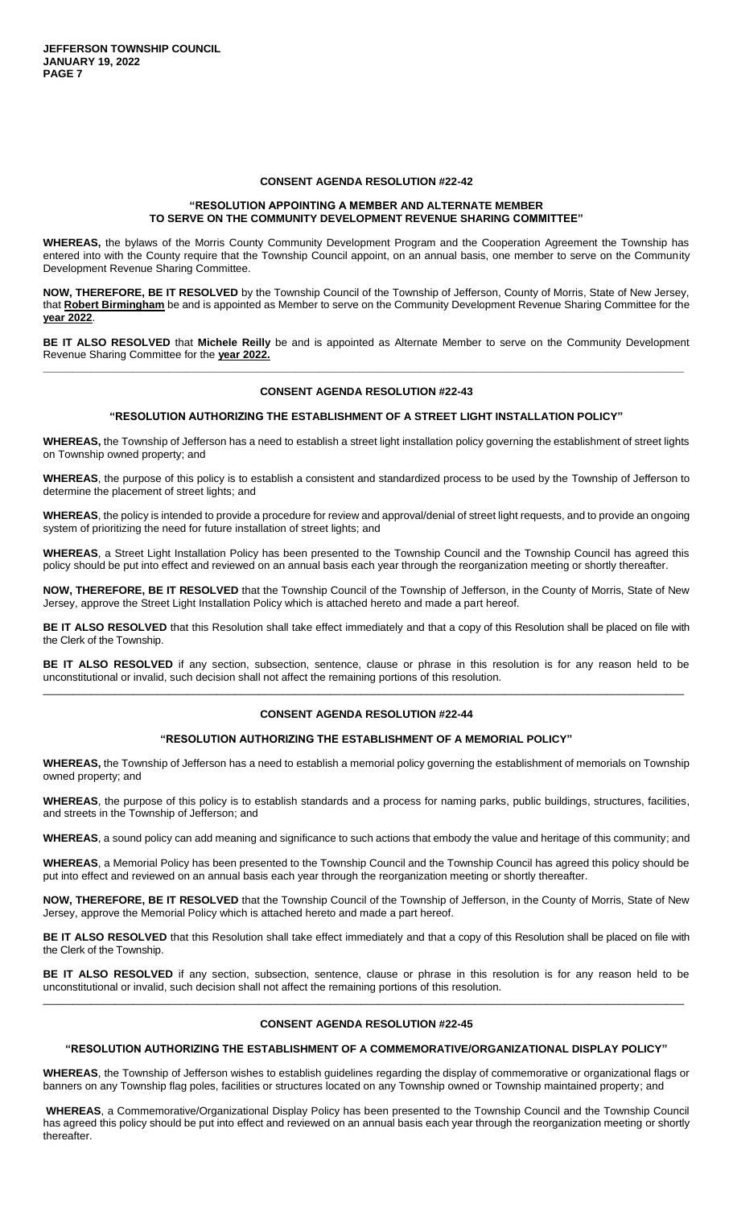### CONSENT AGENDA RESOLUTION #22-42

**"RESOLUTION APPOINTING A MEMBER AND ALTERNATE MEMBER TO SERVE ON THE COMMUNITY DEVELOPMENT REVENUE SHARING COMMITTEE"**

**WHEREAS,** the bylaws of the Morris County Community Development Program and the Cooperation Agreement the Township has entered into with the County require that the Township Council appoint, on an annual basis, one member to serve on the Community Development Revenue Sharing Committee.

**NOW, THEREFORE, BE IT RESOLVED** by the Township Council of the Township of Jefferson, County of Morris, State of New Jersey, that **Robert Birmingham** be and is appointed as Member to serve on the Community Development Revenue Sharing Committee for the **year 2022**.

**BE IT ALSO RESOLVED** that **Michele Reilly** be and is appointed as Alternate Member to serve on the Community Development Revenue Sharing Committee for the **year 2022.**

---

### CONSENT AGENDA RESOLUTION #22-43

**"RESOLUTION AUTHORIZING THE ESTABLISHMENT OF A STREET LIGHT INSTALLATION POLICY"**

**WHEREAS,** the Township of Jefferson has a need to establish a street light installation policy governing the establishment of street lights on Township owned property; and

**WHEREAS**, the purpose of this policy is to establish a consistent and standardized process to be used by the Township of Jefferson to determine the placement of street lights; and

**WHEREAS**, the policy is intended to provide a procedure for review and approval/denial of street light requests, and to provide an ongoing system of prioritizing the need for future installation of street lights; and

**WHEREAS**, a Street Light Installation Policy has been presented to the Township Council and the Township Council has agreed this policy should be put into effect and reviewed on an annual basis each year through the reorganization meeting or shortly thereafter.

**NOW, THEREFORE, BE IT RESOLVED** that the Township Council of the Township of Jefferson, in the County of Morris, State of New Jersey, approve the Street Light Installation Policy which is attached hereto and made a part hereof.

**BE IT ALSO RESOLVED** that this Resolution shall take effect immediately and that a copy of this Resolution shall be placed on file with the Clerk of the Township.

**BE IT ALSO RESOLVED** if any section, subsection, sentence, clause or phrase in this resolution is for any reason held to be unconstitutional or invalid, such decision shall not affect the remaining portions of this resolution.

---

### CONSENT AGENDA RESOLUTION #22-44

**"RESOLUTION AUTHORIZING THE ESTABLISHMENT OF A MEMORIAL POLICY"**

**WHEREAS,** the Township of Jefferson has a need to establish a memorial policy governing the establishment of memorials on Township owned property; and

**WHEREAS**, the purpose of this policy is to establish standards and a process for naming parks, public buildings, structures, facilities, and streets in the Township of Jefferson; and

**WHEREAS**, a sound policy can add meaning and significance to such actions that embody the value and heritage of this community; and

**WHEREAS**, a Memorial Policy has been presented to the Township Council and the Township Council has agreed this policy should be put into effect and reviewed on an annual basis each year through the reorganization meeting or shortly thereafter.

**NOW, THEREFORE, BE IT RESOLVED** that the Township Council of the Township of Jefferson, in the County of Morris, State of New Jersey, approve the Memorial Policy which is attached hereto and made a part hereof.

**BE IT ALSO RESOLVED** that this Resolution shall take effect immediately and that a copy of this Resolution shall be placed on file with the Clerk of the Township.

**BE IT ALSO RESOLVED** if any section, subsection, sentence, clause or phrase in this resolution is for any reason held to be unconstitutional or invalid, such decision shall not affect the remaining portions of this resolution.

---

### CONSENT AGENDA RESOLUTION #22-45

**"RESOLUTION AUTHORIZING THE ESTABLISHMENT OF A COMMEMORATIVE/ORGANIZATIONAL DISPLAY POLICY"**

**WHEREAS**, the Township of Jefferson wishes to establish guidelines regarding the display of commemorative or organizational flags or banners on any Township flag poles, facilities or structures located on any Township owned or Township maintained property; and

**WHEREAS**, a Commemorative/Organizational Display Policy has been presented to the Township Council and the Township Council has agreed this policy should be put into effect and reviewed on an annual basis each year through the reorganization meeting or shortly thereafter.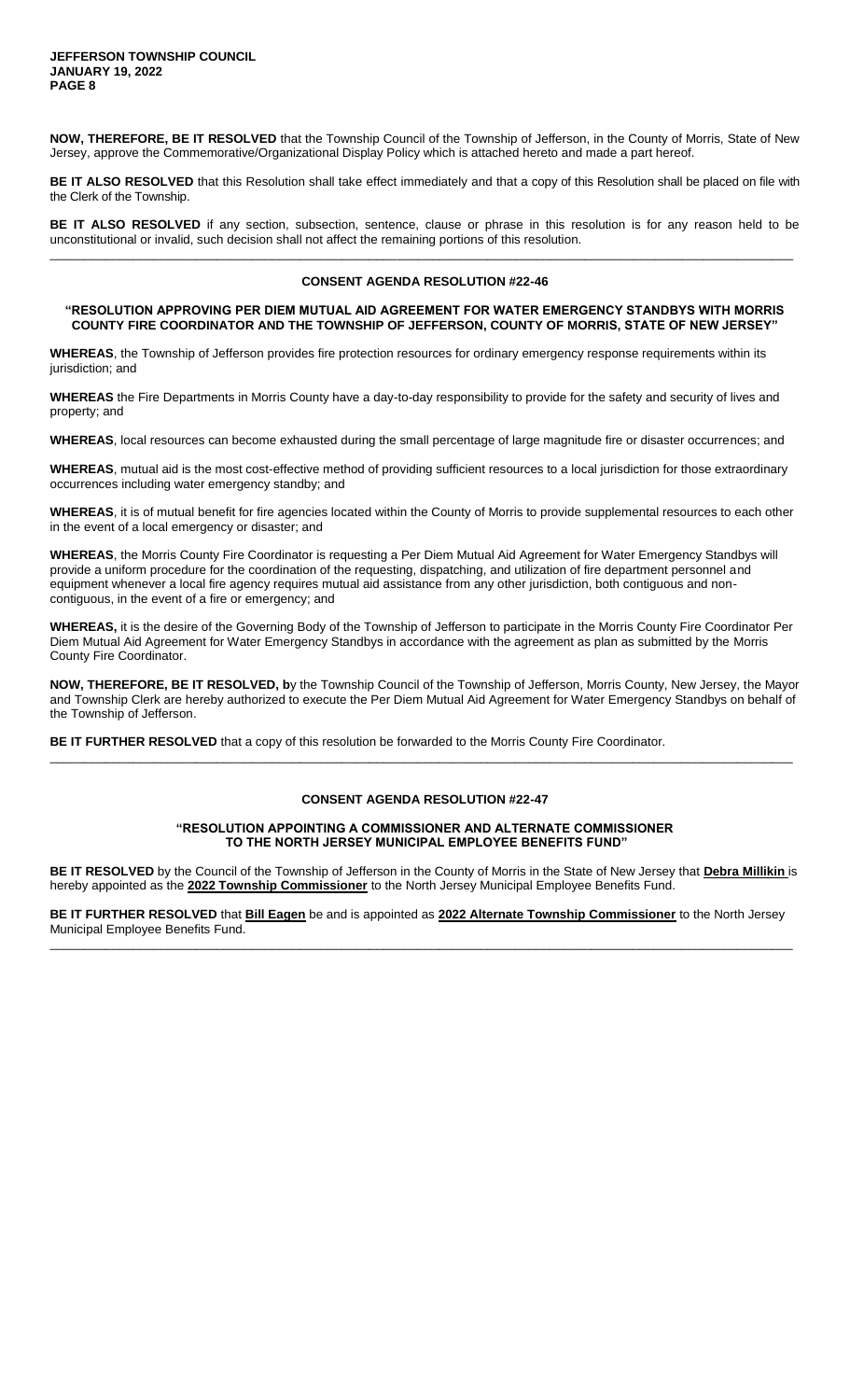**NOW, THEREFORE, BE IT RESOLVED** that the Township Council of the Township of Jefferson, in the County of Morris, State of New Jersey, approve the Commemorative/Organizational Display Policy which is attached hereto and made a part hereof.

**BE IT ALSO RESOLVED** that this Resolution shall take effect immediately and that a copy of this Resolution shall be placed on file with the Clerk of the Township.

**BE IT ALSO RESOLVED** if any section, subsection, sentence, clause or phrase in this resolution is for any reason held to be unconstitutional or invalid, such decision shall not affect the remaining portions of this resolution.

---

## CONSENT AGENDA RESOLUTION #22-46

### "RESOLUTION APPROVING PER DIEM MUTUAL AID AGREEMENT FOR WATER EMERGENCY STANDBYS WITH MORRIS COUNTY FIRE COORDINATOR AND THE TOWNSHIP OF JEFFERSON, COUNTY OF MORRIS, STATE OF NEW JERSEY"

**WHEREAS**, the Township of Jefferson provides fire protection resources for ordinary emergency response requirements within its jurisdiction; and

**WHEREAS** the Fire Departments in Morris County have a day-to-day responsibility to provide for the safety and security of lives and property; and

**WHEREAS**, local resources can become exhausted during the small percentage of large magnitude fire or disaster occurrences; and

**WHEREAS**, mutual aid is the most cost-effective method of providing sufficient resources to a local jurisdiction for those extraordinary occurrences including water emergency standby; and

**WHEREAS**, it is of mutual benefit for fire agencies located within the County of Morris to provide supplemental resources to each other in the event of a local emergency or disaster; and

**WHEREAS**, the Morris County Fire Coordinator is requesting a Per Diem Mutual Aid Agreement for Water Emergency Standbys will provide a uniform procedure for the coordination of the requesting, dispatching, and utilization of fire department personnel and equipment whenever a local fire agency requires mutual aid assistance from any other jurisdiction, both contiguous and non-contiguous, in the event of a fire or emergency; and

**WHEREAS,** it is the desire of the Governing Body of the Township of Jefferson to participate in the Morris County Fire Coordinator Per Diem Mutual Aid Agreement for Water Emergency Standbys in accordance with the agreement as plan as submitted by the Morris County Fire Coordinator.

**NOW, THEREFORE, BE IT RESOLVED, b**y the Township Council of the Township of Jefferson, Morris County, New Jersey, the Mayor and Township Clerk are hereby authorized to execute the Per Diem Mutual Aid Agreement for Water Emergency Standbys on behalf of the Township of Jefferson.

**BE IT FURTHER RESOLVED** that a copy of this resolution be forwarded to the Morris County Fire Coordinator.

---

## CONSENT AGENDA RESOLUTION #22-47

### "RESOLUTION APPOINTING A COMMISSIONER AND ALTERNATE COMMISSIONER TO THE NORTH JERSEY MUNICIPAL EMPLOYEE BENEFITS FUND"

**BE IT RESOLVED** by the Council of the Township of Jefferson in the County of Morris in the State of New Jersey that **Debra Millikin** is hereby appointed as the **2022 Township Commissioner** to the North Jersey Municipal Employee Benefits Fund.

**BE IT FURTHER RESOLVED** that **Bill Eagen** be and is appointed as **2022 Alternate Township Commissioner** to the North Jersey Municipal Employee Benefits Fund.

---